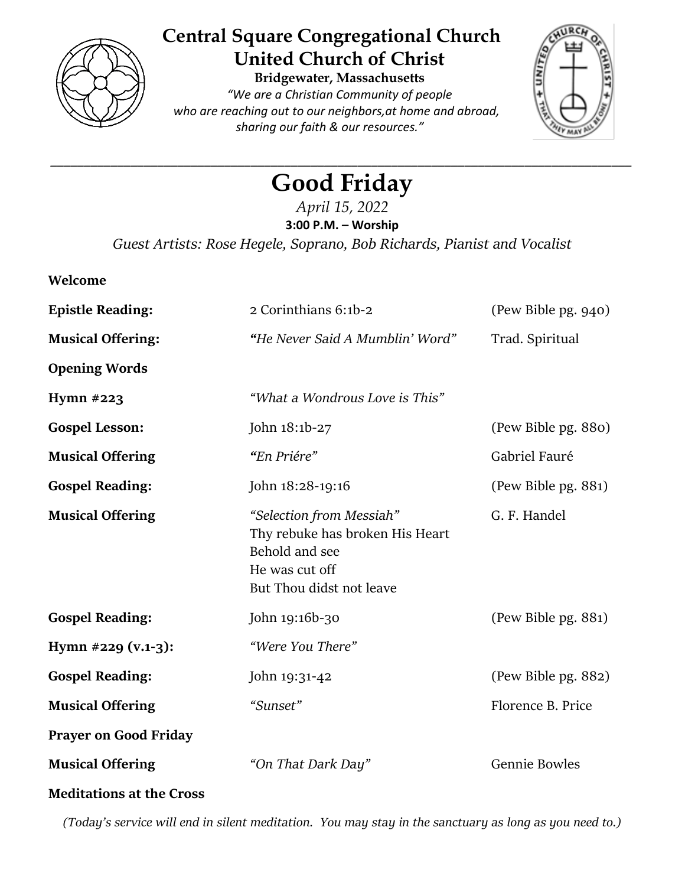# Central Square Congregational Church
## United Church of Christ

**Bridgewater, Massachusetts**

*"We are a Christian Community of people who are reaching out to our neighbors,at home and abroad, sharing our faith & our resources."*

---

# Good Friday

*April 15, 2022*

**3:00 P.M. – Worship**

*Guest Artists: Rose Hegele, Soprano, Bob Richards, Pianist and Vocalist*

| | | |
|---|---|---|
| **Welcome** | | |
| **Epistle Reading:** | 2 Corinthians 6:1b-2 | (Pew Bible pg. 940) |
| **Musical Offering:** | *"He Never Said A Mumblin' Word"* | Trad. Spiritual |
| **Opening Words** | | |
| **Hymn #223** | *"What a Wondrous Love is This"* | |
| **Gospel Lesson:** | John 18:1b-27 | (Pew Bible pg. 880) |
| **Musical Offering** | *"En Priére"* | Gabriel Fauré |
| **Gospel Reading:** | John 18:28-19:16 | (Pew Bible pg. 881) |
| **Musical Offering** | *"Selection from Messiah"*<br>Thy rebuke has broken His Heart<br>Behold and see<br>He was cut off<br>But Thou didst not leave | G. F. Handel |
| **Gospel Reading:** | John 19:16b-30 | (Pew Bible pg. 881) |
| **Hymn #229 (v.1-3):** | *"Were You There"* | |
| **Gospel Reading:** | John 19:31-42 | (Pew Bible pg. 882) |
| **Musical Offering** | *"Sunset"* | Florence B. Price |
| **Prayer on Good Friday** | | |
| **Musical Offering** | *"On That Dark Day"* | Gennie Bowles |
| **Meditations at the Cross** | | |

*(Today's service will end in silent meditation. You may stay in the sanctuary as long as you need to.)*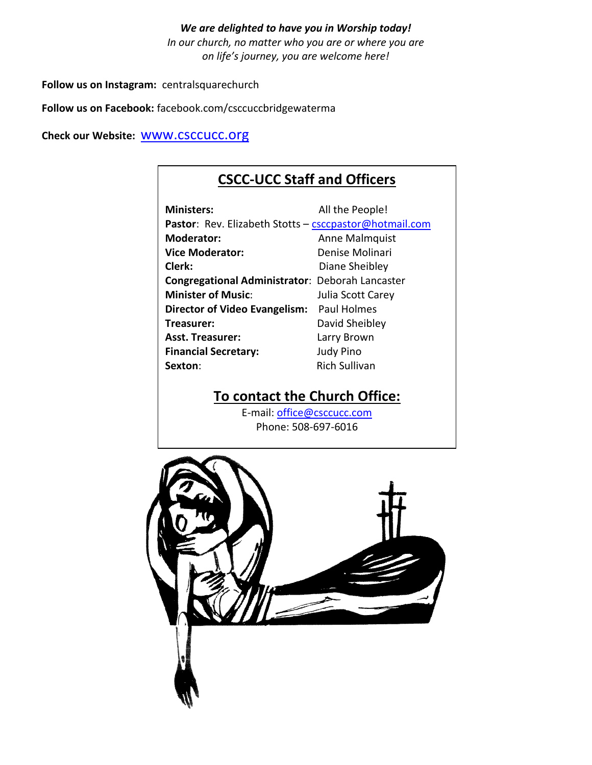***We are delighted to have you in Worship today!***
*In our church, no matter who you are or where you are on life's journey, you are welcome here!*

**Follow us on Instagram:** centralsquarechurch

**Follow us on Facebook:** facebook.com/csccuccbridgewaterma

**Check our Website:** www.csccucc.org

## CSCC-UCC Staff and Officers

| | |
|---|---|
| **Ministers:** | All the People! |
| **Pastor**: Rev. Elizabeth Stotts – csccpastor@hotmail.com | |
| **Moderator:** | Anne Malmquist |
| **Vice Moderator:** | Denise Molinari |
| **Clerk:** | Diane Sheibley |
| **Congregational Administrator**: | Deborah Lancaster |
| **Minister of Music**: | Julia Scott Carey |
| **Director of Video Evangelism:** | Paul Holmes |
| **Treasurer:** | David Sheibley |
| **Asst. Treasurer:** | Larry Brown |
| **Financial Secretary:** | Judy Pino |
| **Sexton**: | Rich Sullivan |

## To contact the Church Office:

E-mail: office@csccucc.com
Phone: 508-697-6016